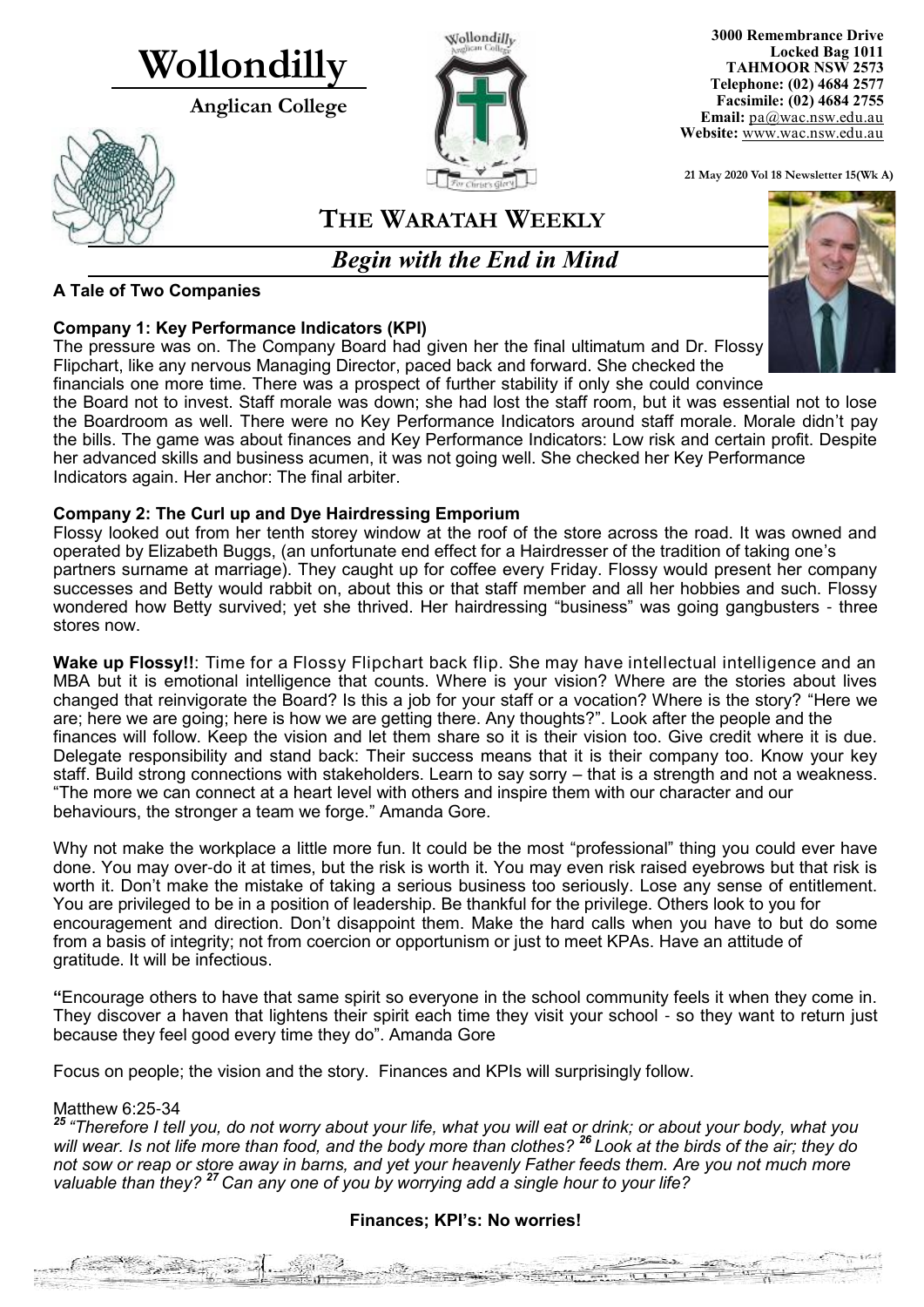# Wollondilly

**Anglican College**

**3000 Remembrance Drive**
**Locked Bag 1011**
**TAHMOOR NSW 2573**
**Telephone: (02) 4684 2577**
**Facsimile: (02) 4684 2755**
**Email:** pa@wac.nsw.edu.au
**Website:** www.wac.nsw.edu.au

**21 May 2020 Vol 18 Newsletter 15(Wk A)**

## THE WARATAH WEEKLY

## *Begin with the End in Mind*

**A Tale of Two Companies**

**Company 1: Key Performance Indicators (KPI)**

The pressure was on. The Company Board had given her the final ultimatum and Dr. Flossy Flipchart, like any nervous Managing Director, paced back and forward. She checked the financials one more time. There was a prospect of further stability if only she could convince the Board not to invest. Staff morale was down; she had lost the staff room, but it was essential not to lose the Boardroom as well. There were no Key Performance Indicators around staff morale. Morale didn't pay the bills. The game was about finances and Key Performance Indicators: Low risk and certain profit. Despite her advanced skills and business acumen, it was not going well. She checked her Key Performance Indicators again. Her anchor: The final arbiter.

**Company 2: The Curl up and Dye Hairdressing Emporium**

Flossy looked out from her tenth storey window at the roof of the store across the road. It was owned and operated by Elizabeth Buggs, (an unfortunate end effect for a Hairdresser of the tradition of taking one's partners surname at marriage). They caught up for coffee every Friday. Flossy would present her company successes and Betty would rabbit on, about this or that staff member and all her hobbies and such. Flossy wondered how Betty survived; yet she thrived. Her hairdressing "business" was going gangbusters - three stores now.

**Wake up Flossy!!**: Time for a Flossy Flipchart back flip. She may have intellectual intelligence and an MBA but it is emotional intelligence that counts. Where is your vision? Where are the stories about lives changed that reinvigorate the Board? Is this a job for your staff or a vocation? Where is the story? "Here we are; here we are going; here is how we are getting there. Any thoughts?". Look after the people and the finances will follow. Keep the vision and let them share so it is their vision too. Give credit where it is due. Delegate responsibility and stand back: Their success means that it is their company too. Know your key staff. Build strong connections with stakeholders. Learn to say sorry – that is a strength and not a weakness. "The more we can connect at a heart level with others and inspire them with our character and our behaviours, the stronger a team we forge." Amanda Gore.

Why not make the workplace a little more fun. It could be the most "professional" thing you could ever have done. You may over-do it at times, but the risk is worth it. You may even risk raised eyebrows but that risk is worth it. Don't make the mistake of taking a serious business too seriously. Lose any sense of entitlement. You are privileged to be in a position of leadership. Be thankful for the privilege. Others look to you for encouragement and direction. Don't disappoint them. Make the hard calls when you have to but do some from a basis of integrity; not from coercion or opportunism or just to meet KPAs. Have an attitude of gratitude. It will be infectious.

**"**Encourage others to have that same spirit so everyone in the school community feels it when they come in. They discover a haven that lightens their spirit each time they visit your school - so they want to return just because they feel good every time they do". Amanda Gore

Focus on people; the vision and the story. Finances and KPIs will surprisingly follow.

Matthew 6:25-34

*[25] "Therefore I tell you, do not worry about your life, what you will eat or drink; or about your body, what you will wear. Is not life more than food, and the body more than clothes? [26] Look at the birds of the air; they do not sow or reap or store away in barns, and yet your heavenly Father feeds them. Are you not much more valuable than they? [27] Can any one of you by worrying add a single hour to your life?*

**Finances; KPI's: No worries!**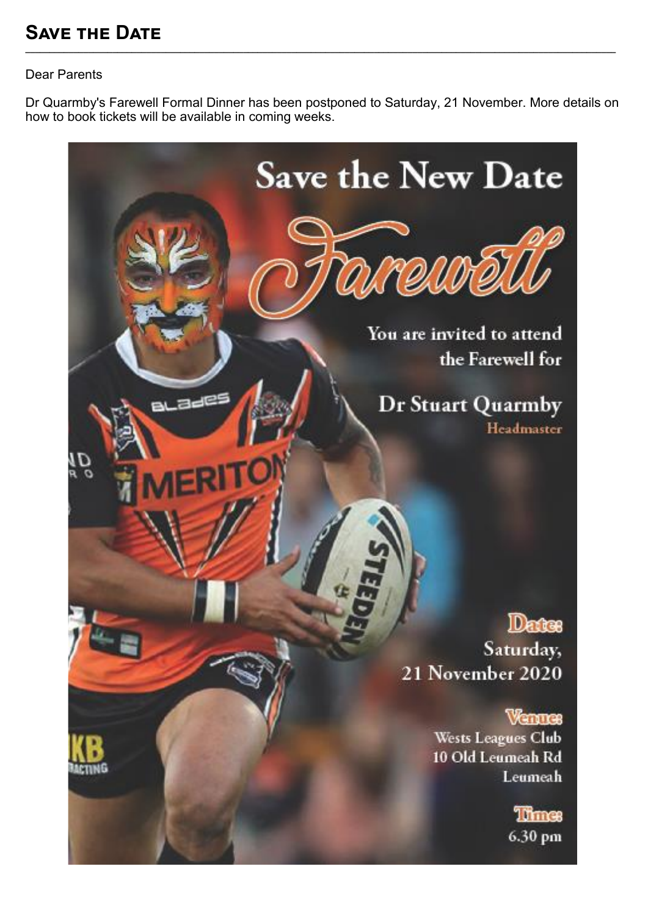## Save the Date

Dear Parents

Dr Quarmby's Farewell Formal Dinner has been postponed to Saturday, 21 November. More details on how to book tickets will be available in coming weeks.

# Save the New Date

## Farewell

You are invited to attend the Farewell for

**Dr Stuart Quarmby**
Headmaster

**Date:**
Saturday,
21 November 2020

**Venue:**
Wests Leagues Club
10 Old Leumeah Rd
Leumeah

**Time:**
6.30 pm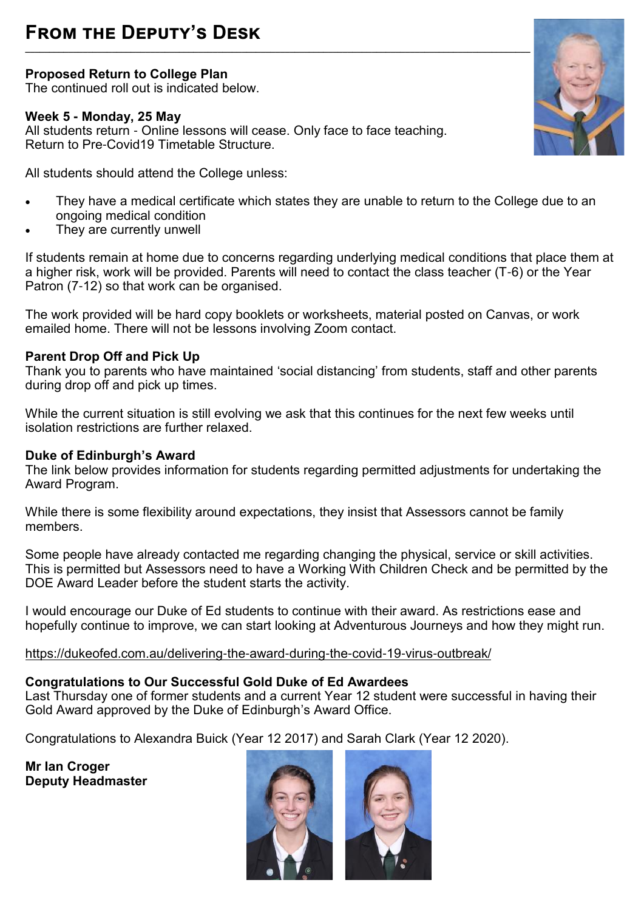# From the Deputy's Desk

**Proposed Return to College Plan**
The continued roll out is indicated below.

**Week 5 - Monday, 25 May**
All students return - Online lessons will cease. Only face to face teaching.
Return to Pre-Covid19 Timetable Structure.

All students should attend the College unless:

- They have a medical certificate which states they are unable to return to the College due to an ongoing medical condition
- They are currently unwell

If students remain at home due to concerns regarding underlying medical conditions that place them at a higher risk, work will be provided. Parents will need to contact the class teacher (T-6) or the Year Patron (7-12) so that work can be organised.

The work provided will be hard copy booklets or worksheets, material posted on Canvas, or work emailed home. There will not be lessons involving Zoom contact.

**Parent Drop Off and Pick Up**
Thank you to parents who have maintained 'social distancing' from students, staff and other parents during drop off and pick up times.

While the current situation is still evolving we ask that this continues for the next few weeks until isolation restrictions are further relaxed.

**Duke of Edinburgh's Award**
The link below provides information for students regarding permitted adjustments for undertaking the Award Program.

While there is some flexibility around expectations, they insist that Assessors cannot be family members.

Some people have already contacted me regarding changing the physical, service or skill activities. This is permitted but Assessors need to have a Working With Children Check and be permitted by the DOE Award Leader before the student starts the activity.

I would encourage our Duke of Ed students to continue with their award. As restrictions ease and hopefully continue to improve, we can start looking at Adventurous Journeys and how they might run.

https://dukeofed.com.au/delivering-the-award-during-the-covid-19-virus-outbreak/

**Congratulations to Our Successful Gold Duke of Ed Awardees**
Last Thursday one of former students and a current Year 12 student were successful in having their Gold Award approved by the Duke of Edinburgh's Award Office.

Congratulations to Alexandra Buick (Year 12 2017) and Sarah Clark (Year 12 2020).

**Mr Ian Croger**
**Deputy Headmaster**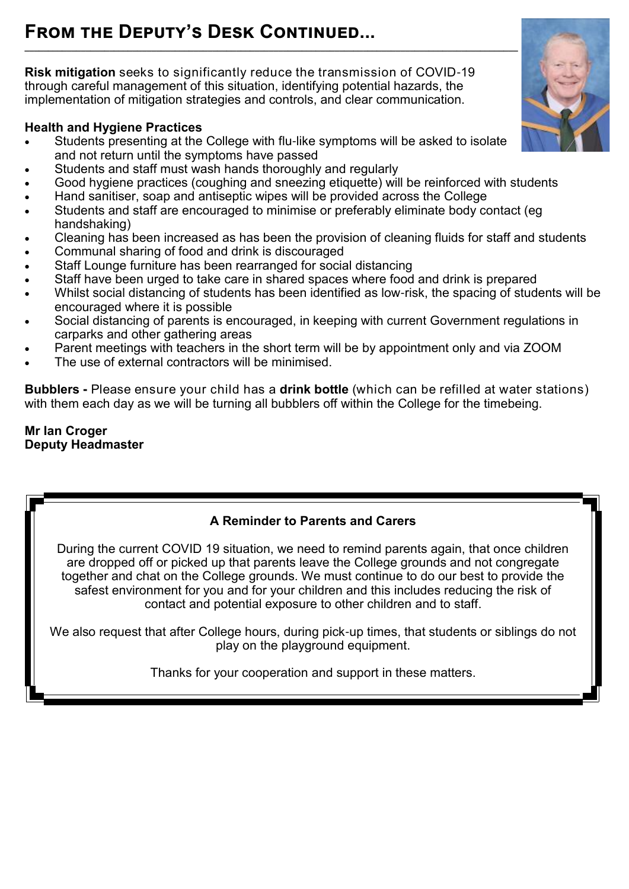# From the Deputy's Desk Continued...

**Risk mitigation** seeks to significantly reduce the transmission of COVID-19 through careful management of this situation, identifying potential hazards, the implementation of mitigation strategies and controls, and clear communication.

**Health and Hygiene Practices**

- Students presenting at the College with flu-like symptoms will be asked to isolate and not return until the symptoms have passed
- Students and staff must wash hands thoroughly and regularly
- Good hygiene practices (coughing and sneezing etiquette) will be reinforced with students
- Hand sanitiser, soap and antiseptic wipes will be provided across the College
- Students and staff are encouraged to minimise or preferably eliminate body contact (eg handshaking)
- Cleaning has been increased as has been the provision of cleaning fluids for staff and students
- Communal sharing of food and drink is discouraged
- Staff Lounge furniture has been rearranged for social distancing
- Staff have been urged to take care in shared spaces where food and drink is prepared
- Whilst social distancing of students has been identified as low-risk, the spacing of students will be encouraged where it is possible
- Social distancing of parents is encouraged, in keeping with current Government regulations in carparks and other gathering areas
- Parent meetings with teachers in the short term will be by appointment only and via ZOOM
- The use of external contractors will be minimised.

**Bubblers -** Please ensure your child has a **drink bottle** (which can be refilled at water stations) with them each day as we will be turning all bubblers off within the College for the timebeing.

**Mr Ian Croger**
**Deputy Headmaster**

**A Reminder to Parents and Carers**

During the current COVID 19 situation, we need to remind parents again, that once children are dropped off or picked up that parents leave the College grounds and not congregate together and chat on the College grounds. We must continue to do our best to provide the safest environment for you and for your children and this includes reducing the risk of contact and potential exposure to other children and to staff.

We also request that after College hours, during pick-up times, that students or siblings do not play on the playground equipment.

Thanks for your cooperation and support in these matters.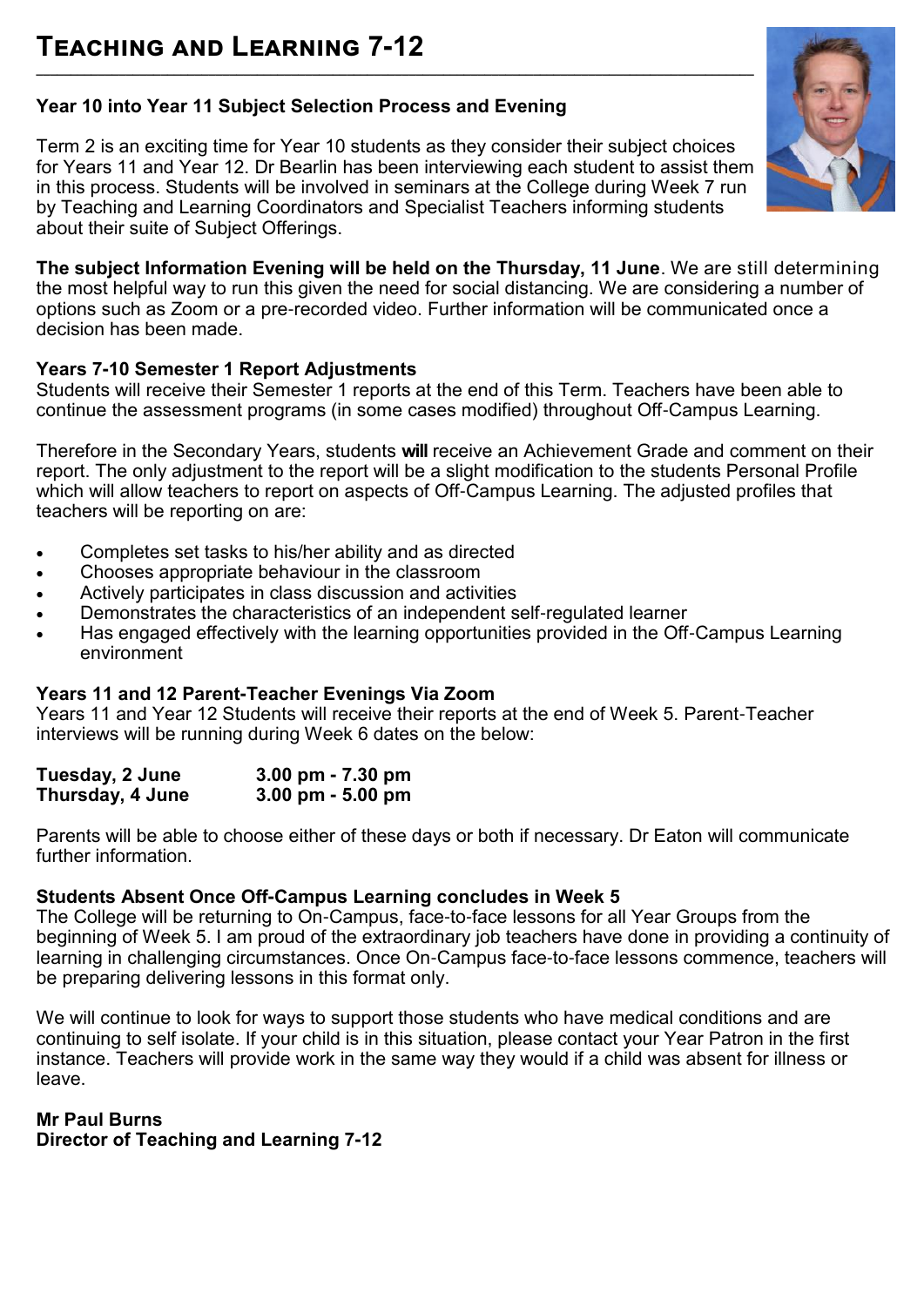# Teaching and Learning 7-12

### Year 10 into Year 11 Subject Selection Process and Evening

Term 2 is an exciting time for Year 10 students as they consider their subject choices for Years 11 and Year 12. Dr Bearlin has been interviewing each student to assist them in this process. Students will be involved in seminars at the College during Week 7 run by Teaching and Learning Coordinators and Specialist Teachers informing students about their suite of Subject Offerings.

**The subject Information Evening will be held on the Thursday, 11 June**. We are still determining the most helpful way to run this given the need for social distancing. We are considering a number of options such as Zoom or a pre-recorded video. Further information will be communicated once a decision has been made.

### Years 7-10 Semester 1 Report Adjustments

Students will receive their Semester 1 reports at the end of this Term. Teachers have been able to continue the assessment programs (in some cases modified) throughout Off-Campus Learning.

Therefore in the Secondary Years, students **will** receive an Achievement Grade and comment on their report. The only adjustment to the report will be a slight modification to the students Personal Profile which will allow teachers to report on aspects of Off-Campus Learning. The adjusted profiles that teachers will be reporting on are:

- Completes set tasks to his/her ability and as directed
- Chooses appropriate behaviour in the classroom
- Actively participates in class discussion and activities
- Demonstrates the characteristics of an independent self-regulated learner
- Has engaged effectively with the learning opportunities provided in the Off-Campus Learning environment

### Years 11 and 12 Parent-Teacher Evenings Via Zoom

Years 11 and Year 12 Students will receive their reports at the end of Week 5. Parent-Teacher interviews will be running during Week 6 dates on the below:

**Tuesday, 2 June** **3.00 pm - 7.30 pm**
**Thursday, 4 June** **3.00 pm - 5.00 pm**

Parents will be able to choose either of these days or both if necessary. Dr Eaton will communicate further information.

### Students Absent Once Off-Campus Learning concludes in Week 5

The College will be returning to On-Campus, face-to-face lessons for all Year Groups from the beginning of Week 5. I am proud of the extraordinary job teachers have done in providing a continuity of learning in challenging circumstances. Once On-Campus face-to-face lessons commence, teachers will be preparing delivering lessons in this format only.

We will continue to look for ways to support those students who have medical conditions and are continuing to self isolate. If your child is in this situation, please contact your Year Patron in the first instance. Teachers will provide work in the same way they would if a child was absent for illness or leave.

**Mr Paul Burns**
**Director of Teaching and Learning 7-12**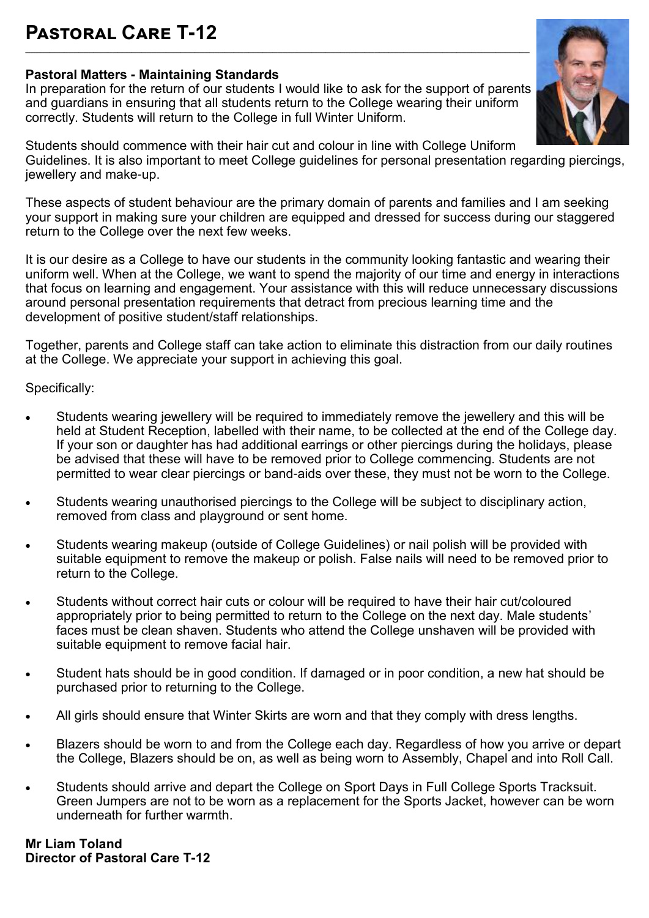# Pastoral Care T-12

**Pastoral Matters - Maintaining Standards**

In preparation for the return of our students I would like to ask for the support of parents and guardians in ensuring that all students return to the College wearing their uniform correctly. Students will return to the College in full Winter Uniform.

Students should commence with their hair cut and colour in line with College Uniform Guidelines. It is also important to meet College guidelines for personal presentation regarding piercings, jewellery and make-up.

These aspects of student behaviour are the primary domain of parents and families and I am seeking your support in making sure your children are equipped and dressed for success during our staggered return to the College over the next few weeks.

It is our desire as a College to have our students in the community looking fantastic and wearing their uniform well. When at the College, we want to spend the majority of our time and energy in interactions that focus on learning and engagement. Your assistance with this will reduce unnecessary discussions around personal presentation requirements that detract from precious learning time and the development of positive student/staff relationships.

Together, parents and College staff can take action to eliminate this distraction from our daily routines at the College. We appreciate your support in achieving this goal.

Specifically:

- Students wearing jewellery will be required to immediately remove the jewellery and this will be held at Student Reception, labelled with their name, to be collected at the end of the College day. If your son or daughter has had additional earrings or other piercings during the holidays, please be advised that these will have to be removed prior to College commencing. Students are not permitted to wear clear piercings or band-aids over these, they must not be worn to the College.
- Students wearing unauthorised piercings to the College will be subject to disciplinary action, removed from class and playground or sent home.
- Students wearing makeup (outside of College Guidelines) or nail polish will be provided with suitable equipment to remove the makeup or polish. False nails will need to be removed prior to return to the College.
- Students without correct hair cuts or colour will be required to have their hair cut/coloured appropriately prior to being permitted to return to the College on the next day. Male students' faces must be clean shaven. Students who attend the College unshaven will be provided with suitable equipment to remove facial hair.
- Student hats should be in good condition. If damaged or in poor condition, a new hat should be purchased prior to returning to the College.
- All girls should ensure that Winter Skirts are worn and that they comply with dress lengths.
- Blazers should be worn to and from the College each day. Regardless of how you arrive or depart the College, Blazers should be on, as well as being worn to Assembly, Chapel and into Roll Call.
- Students should arrive and depart the College on Sport Days in Full College Sports Tracksuit. Green Jumpers are not to be worn as a replacement for the Sports Jacket, however can be worn underneath for further warmth.

**Mr Liam Toland**
**Director of Pastoral Care T-12**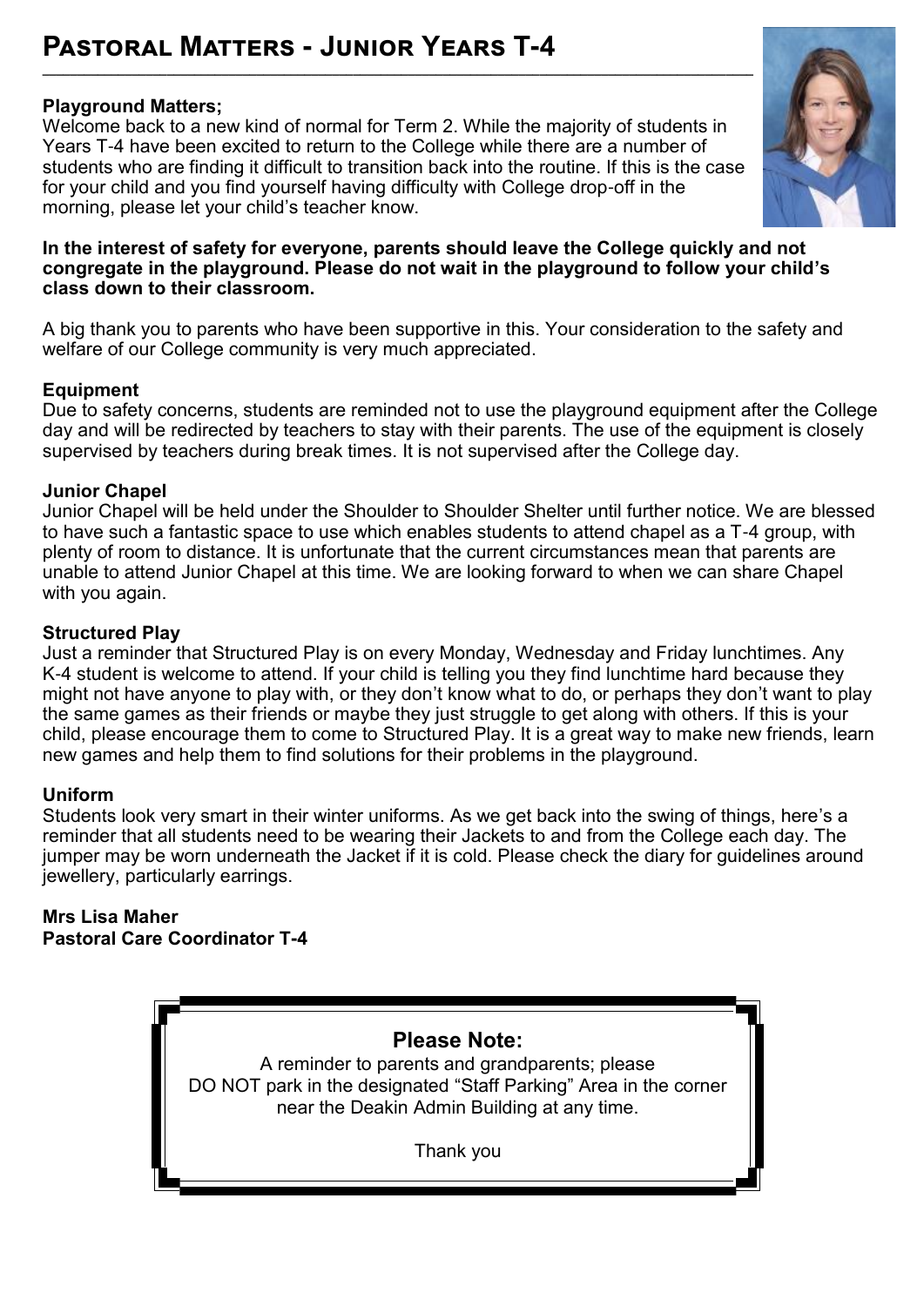# Pastoral Matters - Junior Years T-4

**Playground Matters;**

Welcome back to a new kind of normal for Term 2. While the majority of students in Years T-4 have been excited to return to the College while there are a number of students who are finding it difficult to transition back into the routine. If this is the case for your child and you find yourself having difficulty with College drop-off in the morning, please let your child's teacher know.

**In the interest of safety for everyone, parents should leave the College quickly and not congregate in the playground. Please do not wait in the playground to follow your child's class down to their classroom.**

A big thank you to parents who have been supportive in this. Your consideration to the safety and welfare of our College community is very much appreciated.

**Equipment**

Due to safety concerns, students are reminded not to use the playground equipment after the College day and will be redirected by teachers to stay with their parents. The use of the equipment is closely supervised by teachers during break times. It is not supervised after the College day.

**Junior Chapel**

Junior Chapel will be held under the Shoulder to Shoulder Shelter until further notice. We are blessed to have such a fantastic space to use which enables students to attend chapel as a T-4 group, with plenty of room to distance. It is unfortunate that the current circumstances mean that parents are unable to attend Junior Chapel at this time. We are looking forward to when we can share Chapel with you again.

**Structured Play**

Just a reminder that Structured Play is on every Monday, Wednesday and Friday lunchtimes. Any K-4 student is welcome to attend. If your child is telling you they find lunchtime hard because they might not have anyone to play with, or they don't know what to do, or perhaps they don't want to play the same games as their friends or maybe they just struggle to get along with others. If this is your child, please encourage them to come to Structured Play. It is a great way to make new friends, learn new games and help them to find solutions for their problems in the playground.

**Uniform**

Students look very smart in their winter uniforms. As we get back into the swing of things, here's a reminder that all students need to be wearing their Jackets to and from the College each day. The jumper may be worn underneath the Jacket if it is cold. Please check the diary for guidelines around jewellery, particularly earrings.

**Mrs Lisa Maher**
**Pastoral Care Coordinator T-4**

**Please Note:**

A reminder to parents and grandparents; please DO NOT park in the designated "Staff Parking" Area in the corner near the Deakin Admin Building at any time.

Thank you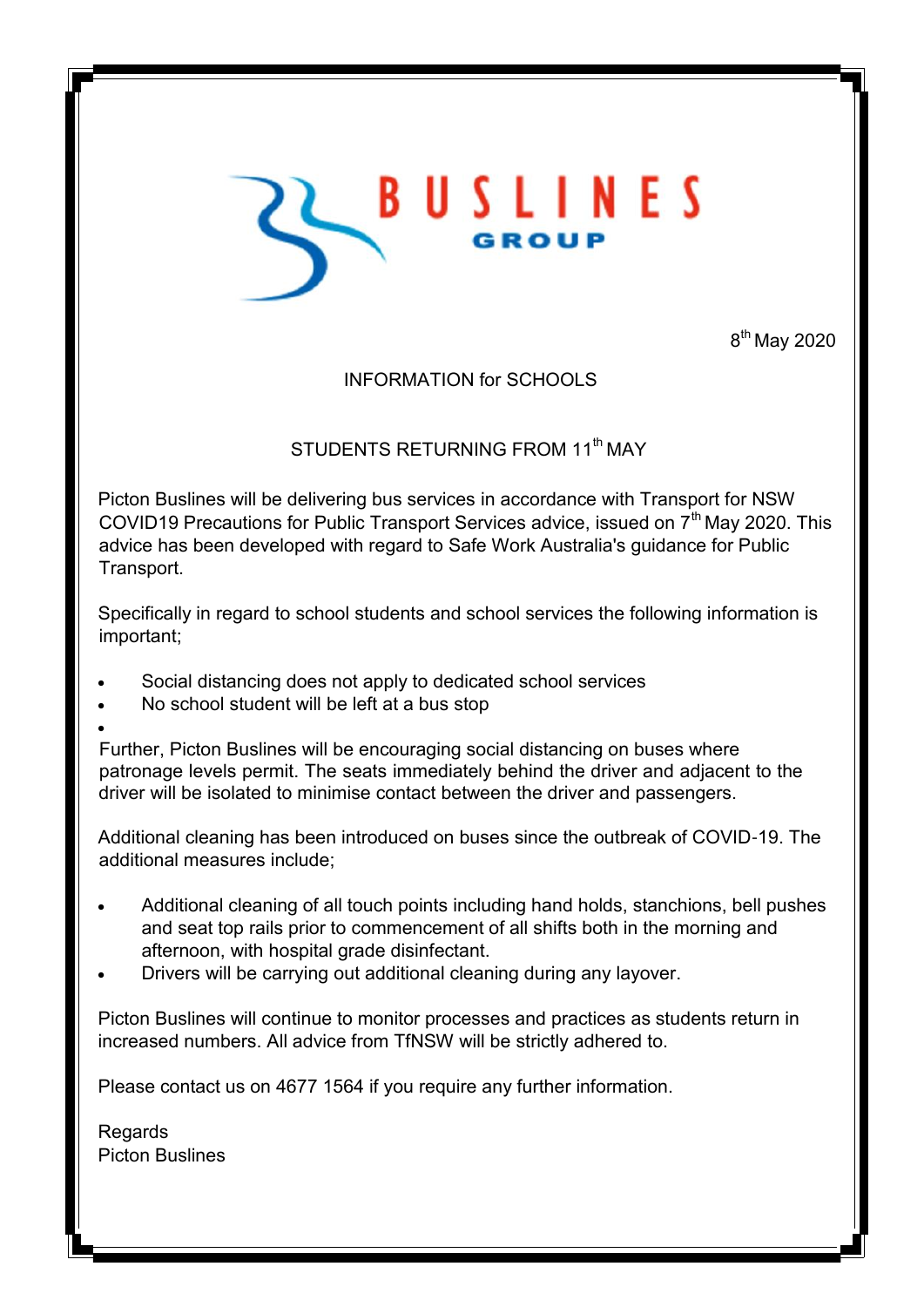BUSLINES GROUP

8th May 2020

INFORMATION for SCHOOLS

STUDENTS RETURNING FROM 11th MAY

Picton Buslines will be delivering bus services in accordance with Transport for NSW COVID19 Precautions for Public Transport Services advice, issued on 7th May 2020. This advice has been developed with regard to Safe Work Australia's guidance for Public Transport.

Specifically in regard to school students and school services the following information is important;

- Social distancing does not apply to dedicated school services
- No school student will be left at a bus stop

Further, Picton Buslines will be encouraging social distancing on buses where patronage levels permit. The seats immediately behind the driver and adjacent to the driver will be isolated to minimise contact between the driver and passengers.

Additional cleaning has been introduced on buses since the outbreak of COVID-19. The additional measures include;

- Additional cleaning of all touch points including hand holds, stanchions, bell pushes and seat top rails prior to commencement of all shifts both in the morning and afternoon, with hospital grade disinfectant.
- Drivers will be carrying out additional cleaning during any layover.

Picton Buslines will continue to monitor processes and practices as students return in increased numbers. All advice from TfNSW will be strictly adhered to.

Please contact us on 4677 1564 if you require any further information.

Regards
Picton Buslines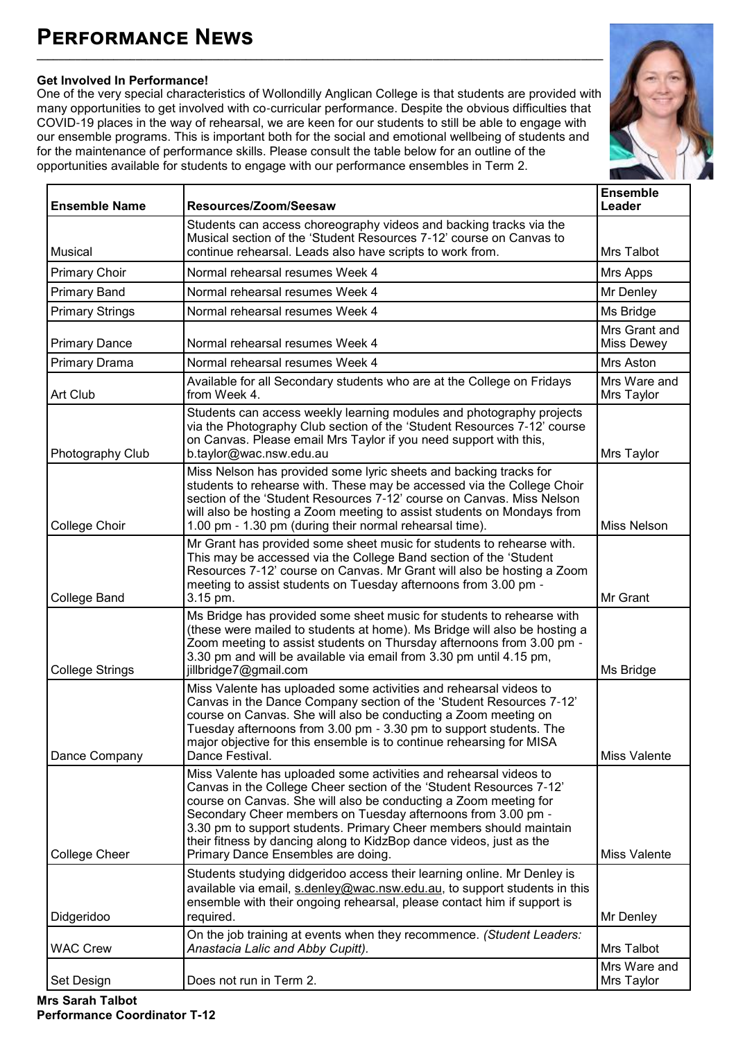# Performance News

**Get Involved In Performance!**

One of the very special characteristics of Wollondilly Anglican College is that students are provided with many opportunities to get involved with co-curricular performance. Despite the obvious difficulties that COVID-19 places in the way of rehearsal, we are keen for our students to still be able to engage with our ensemble programs. This is important both for the social and emotional wellbeing of students and for the maintenance of performance skills. Please consult the table below for an outline of the opportunities available for students to engage with our performance ensembles in Term 2.

| Ensemble Name | Resources/Zoom/Seesaw | Ensemble Leader |
|---|---|---|
| Musical | Students can access choreography videos and backing tracks via the Musical section of the 'Student Resources 7-12' course on Canvas to continue rehearsal. Leads also have scripts to work from. | Mrs Talbot |
| Primary Choir | Normal rehearsal resumes Week 4 | Mrs Apps |
| Primary Band | Normal rehearsal resumes Week 4 | Mr Denley |
| Primary Strings | Normal rehearsal resumes Week 4 | Ms Bridge |
| Primary Dance | Normal rehearsal resumes Week 4 | Mrs Grant and Miss Dewey |
| Primary Drama | Normal rehearsal resumes Week 4 | Mrs Aston |
| Art Club | Available for all Secondary students who are at the College on Fridays from Week 4. | Mrs Ware and Mrs Taylor |
| Photography Club | Students can access weekly learning modules and photography projects via the Photography Club section of the 'Student Resources 7-12' course on Canvas. Please email Mrs Taylor if you need support with this, b.taylor@wac.nsw.edu.au | Mrs Taylor |
| College Choir | Miss Nelson has provided some lyric sheets and backing tracks for students to rehearse with. These may be accessed via the College Choir section of the 'Student Resources 7-12' course on Canvas. Miss Nelson will also be hosting a Zoom meeting to assist students on Mondays from 1.00 pm - 1.30 pm (during their normal rehearsal time). | Miss Nelson |
| College Band | Mr Grant has provided some sheet music for students to rehearse with. This may be accessed via the College Band section of the 'Student Resources 7-12' course on Canvas. Mr Grant will also be hosting a Zoom meeting to assist students on Tuesday afternoons from 3.00 pm - 3.15 pm. | Mr Grant |
| College Strings | Ms Bridge has provided some sheet music for students to rehearse with (these were mailed to students at home). Ms Bridge will also be hosting a Zoom meeting to assist students on Thursday afternoons from 3.00 pm - 3.30 pm and will be available via email from 3.30 pm until 4.15 pm, jillbridge7@gmail.com | Ms Bridge |
| Dance Company | Miss Valente has uploaded some activities and rehearsal videos to Canvas in the Dance Company section of the 'Student Resources 7-12' course on Canvas. She will also be conducting a Zoom meeting on Tuesday afternoons from 3.00 pm - 3.30 pm to support students. The major objective for this ensemble is to continue rehearsing for MISA Dance Festival. | Miss Valente |
| College Cheer | Miss Valente has uploaded some activities and rehearsal videos to Canvas in the College Cheer section of the 'Student Resources 7-12' course on Canvas. She will also be conducting a Zoom meeting for Secondary Cheer members on Tuesday afternoons from 3.00 pm - 3.30 pm to support students. Primary Cheer members should maintain their fitness by dancing along to KidzBop dance videos, just as the Primary Dance Ensembles are doing. | Miss Valente |
| Didgeridoo | Students studying didgeridoo access their learning online. Mr Denley is available via email, s.denley@wac.nsw.edu.au, to support students in this ensemble with their ongoing rehearsal, please contact him if support is required. | Mr Denley |
| WAC Crew | On the job training at events when they recommence. *(Student Leaders: Anastacia Lalic and Abby Cupitt).* | Mrs Talbot |
| Set Design | Does not run in Term 2. | Mrs Ware and Mrs Taylor |

**Mrs Sarah Talbot**
**Performance Coordinator T-12**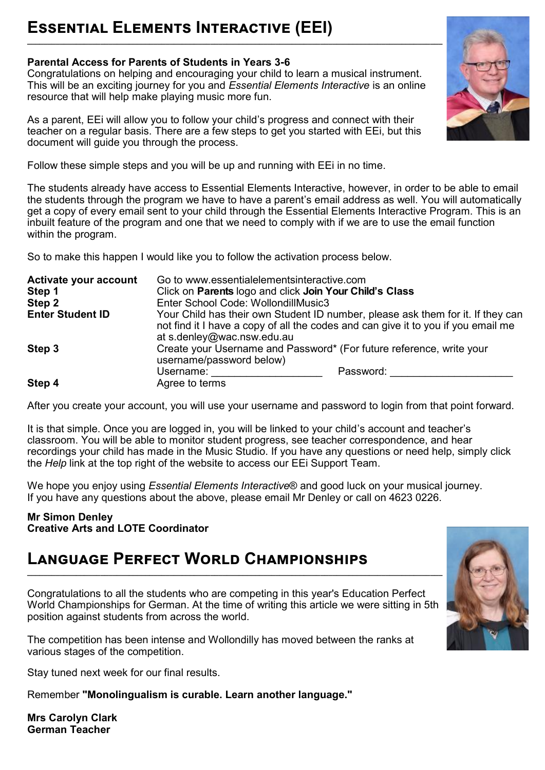## Essential Elements Interactive (EEi)

**Parental Access for Parents of Students in Years 3-6**

Congratulations on helping and encouraging your child to learn a musical instrument. This will be an exciting journey for you and *Essential Elements Interactive* is an online resource that will help make playing music more fun.

As a parent, EEi will allow you to follow your child's progress and connect with their teacher on a regular basis. There are a few steps to get you started with EEi, but this document will guide you through the process.

Follow these simple steps and you will be up and running with EEi in no time.

The students already have access to Essential Elements Interactive, however, in order to be able to email the students through the program we have to have a parent's email address as well. You will automatically get a copy of every email sent to your child through the Essential Elements Interactive Program. This is an inbuilt feature of the program and one that we need to comply with if we are to use the email function within the program.

So to make this happen I would like you to follow the activation process below.

| | |
|---|---|
| **Activate your account** | Go to www.essentialelementsinteractive.com |
| **Step 1** | Click on **Parents** logo and click **Join Your Child's Class** |
| **Step 2** | Enter School Code: WollondillMusic3 |
| **Enter Student ID** | Your Child has their own Student ID number, please ask them for it. If they can not find it I have a copy of all the codes and can give it to you if you email me at s.denley@wac.nsw.edu.au |
| **Step 3** | Create your Username and Password* (For future reference, write your username/password below)<br>Username: ___________________ Password: _____________________ |
| **Step 4** | Agree to terms |

After you create your account, you will use your username and password to login from that point forward.

It is that simple. Once you are logged in, you will be linked to your child's account and teacher's classroom. You will be able to monitor student progress, see teacher correspondence, and hear recordings your child has made in the Music Studio. If you have any questions or need help, simply click the *Help* link at the top right of the website to access our EEi Support Team.

We hope you enjoy using *Essential Elements Interactive*® and good luck on your musical journey.
If you have any questions about the above, please email Mr Denley or call on 4623 0226.

**Mr Simon Denley**
**Creative Arts and LOTE Coordinator**

## Language Perfect World Championships

Congratulations to all the students who are competing in this year's Education Perfect World Championships for German. At the time of writing this article we were sitting in 5th position against students from across the world.

The competition has been intense and Wollondilly has moved between the ranks at various stages of the competition.

Stay tuned next week for our final results.

Remember **"Monolingualism is curable. Learn another language."**

**Mrs Carolyn Clark**
**German Teacher**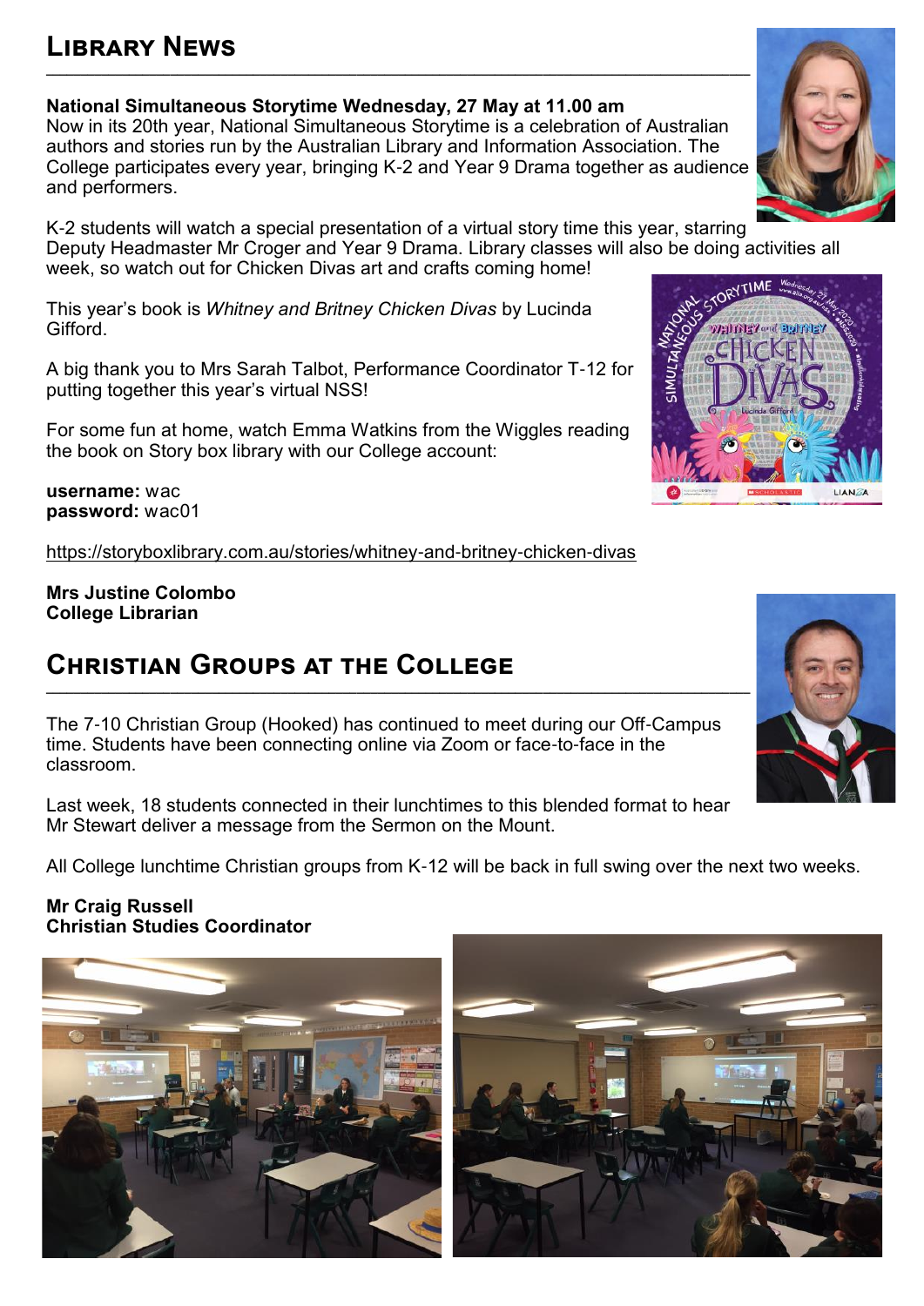# Library News

**National Simultaneous Storytime Wednesday, 27 May at 11.00 am**

Now in its 20th year, National Simultaneous Storytime is a celebration of Australian authors and stories run by the Australian Library and Information Association. The College participates every year, bringing K-2 and Year 9 Drama together as audience and performers.

K-2 students will watch a special presentation of a virtual story time this year, starring Deputy Headmaster Mr Croger and Year 9 Drama. Library classes will also be doing activities all week, so watch out for Chicken Divas art and crafts coming home!

This year's book is *Whitney and Britney Chicken Divas* by Lucinda Gifford.

A big thank you to Mrs Sarah Talbot, Performance Coordinator T-12 for putting together this year's virtual NSS!

For some fun at home, watch Emma Watkins from the Wiggles reading the book on Story box library with our College account:

**username:** wac
**password:** wac01

https://storyboxlibrary.com.au/stories/whitney-and-britney-chicken-divas

**Mrs Justine Colombo**
**College Librarian**

# Christian Groups at the College

The 7-10 Christian Group (Hooked) has continued to meet during our Off-Campus time. Students have been connecting online via Zoom or face-to-face in the classroom.

Last week, 18 students connected in their lunchtimes to this blended format to hear Mr Stewart deliver a message from the Sermon on the Mount.

All College lunchtime Christian groups from K-12 will be back in full swing over the next two weeks.

**Mr Craig Russell**
**Christian Studies Coordinator**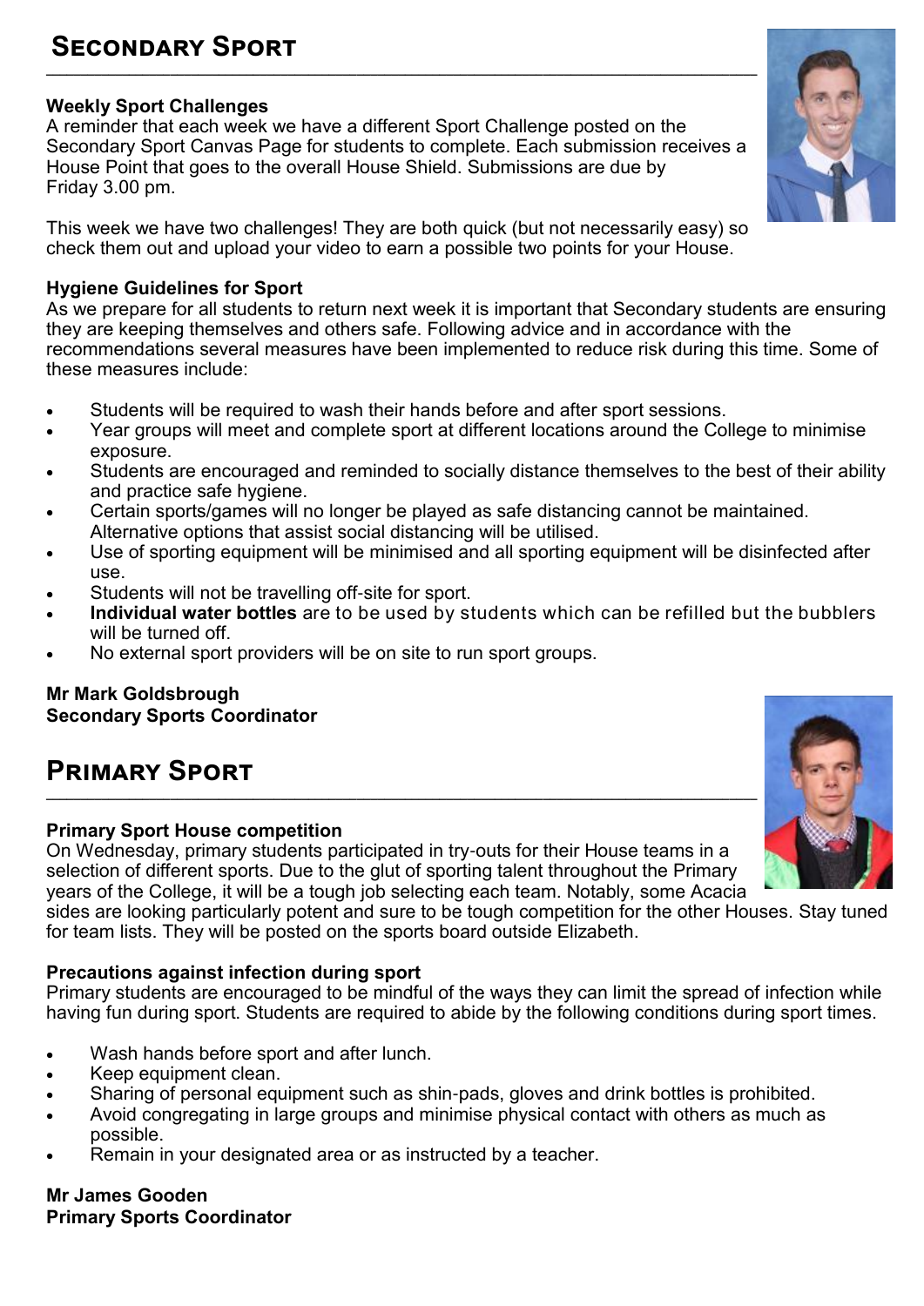## Secondary Sport

### Weekly Sport Challenges

A reminder that each week we have a different Sport Challenge posted on the Secondary Sport Canvas Page for students to complete. Each submission receives a House Point that goes to the overall House Shield. Submissions are due by Friday 3.00 pm.

This week we have two challenges! They are both quick (but not necessarily easy) so check them out and upload your video to earn a possible two points for your House.

### Hygiene Guidelines for Sport

As we prepare for all students to return next week it is important that Secondary students are ensuring they are keeping themselves and others safe. Following advice and in accordance with the recommendations several measures have been implemented to reduce risk during this time. Some of these measures include:

- Students will be required to wash their hands before and after sport sessions.
- Year groups will meet and complete sport at different locations around the College to minimise exposure.
- Students are encouraged and reminded to socially distance themselves to the best of their ability and practice safe hygiene.
- Certain sports/games will no longer be played as safe distancing cannot be maintained. Alternative options that assist social distancing will be utilised.
- Use of sporting equipment will be minimised and all sporting equipment will be disinfected after use.
- Students will not be travelling off-site for sport.
- **Individual water bottles** are to be used by students which can be refilled but the bubblers will be turned off.
- No external sport providers will be on site to run sport groups.

**Mr Mark Goldsbrough**
**Secondary Sports Coordinator**

## Primary Sport

### Primary Sport House competition

On Wednesday, primary students participated in try-outs for their House teams in a selection of different sports. Due to the glut of sporting talent throughout the Primary years of the College, it will be a tough job selecting each team. Notably, some Acacia sides are looking particularly potent and sure to be tough competition for the other Houses. Stay tuned for team lists. They will be posted on the sports board outside Elizabeth.

### Precautions against infection during sport

Primary students are encouraged to be mindful of the ways they can limit the spread of infection while having fun during sport. Students are required to abide by the following conditions during sport times.

- Wash hands before sport and after lunch.
- Keep equipment clean.
- Sharing of personal equipment such as shin-pads, gloves and drink bottles is prohibited.
- Avoid congregating in large groups and minimise physical contact with others as much as possible.
- Remain in your designated area or as instructed by a teacher.

**Mr James Gooden**
**Primary Sports Coordinator**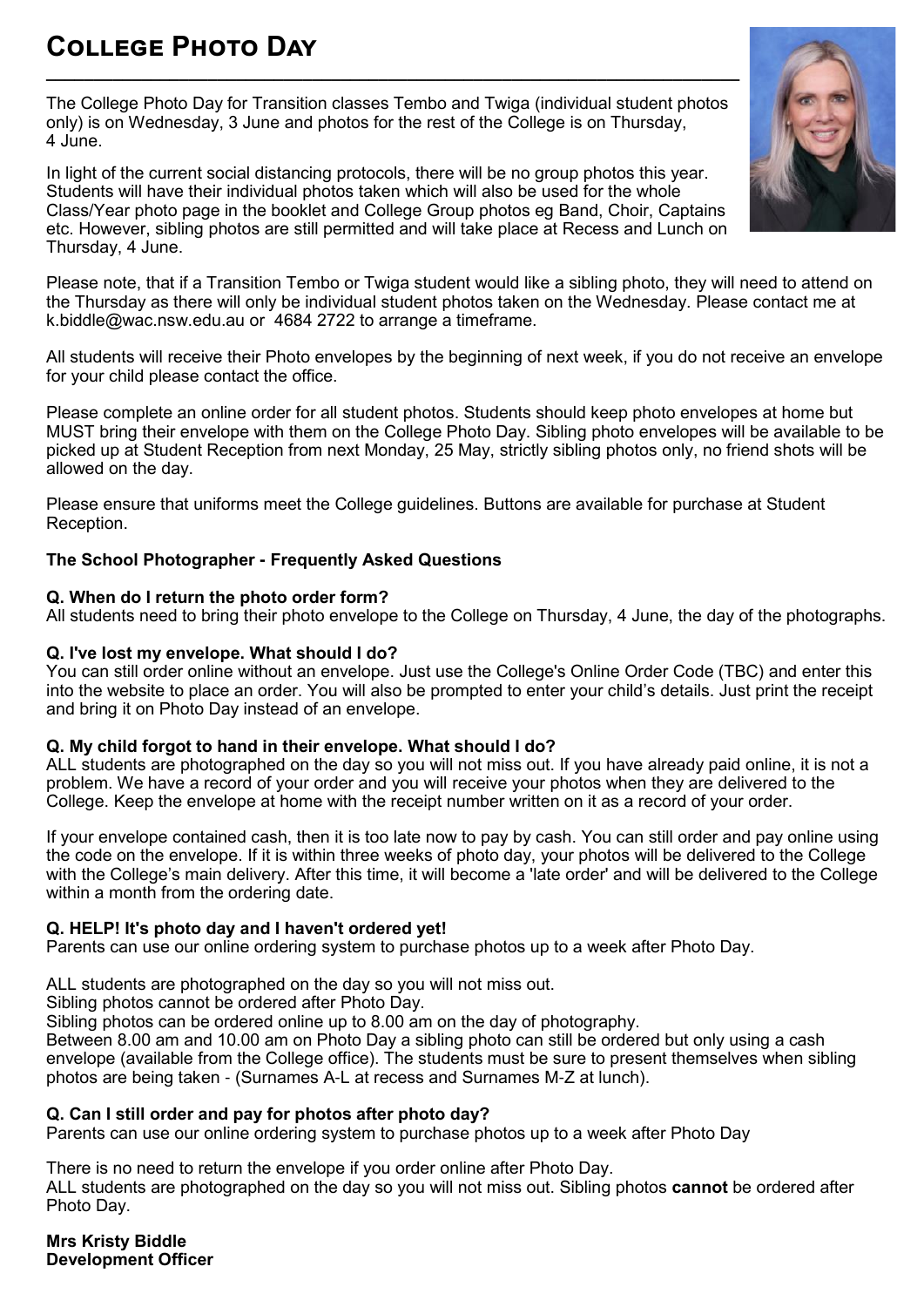# College Photo Day

The College Photo Day for Transition classes Tembo and Twiga (individual student photos only) is on Wednesday, 3 June and photos for the rest of the College is on Thursday, 4 June.

In light of the current social distancing protocols, there will be no group photos this year. Students will have their individual photos taken which will also be used for the whole Class/Year photo page in the booklet and College Group photos eg Band, Choir, Captains etc. However, sibling photos are still permitted and will take place at Recess and Lunch on Thursday, 4 June.

Please note, that if a Transition Tembo or Twiga student would like a sibling photo, they will need to attend on the Thursday as there will only be individual student photos taken on the Wednesday. Please contact me at k.biddle@wac.nsw.edu.au or 4684 2722 to arrange a timeframe.

All students will receive their Photo envelopes by the beginning of next week, if you do not receive an envelope for your child please contact the office.

Please complete an online order for all student photos. Students should keep photo envelopes at home but MUST bring their envelope with them on the College Photo Day. Sibling photo envelopes will be available to be picked up at Student Reception from next Monday, 25 May, strictly sibling photos only, no friend shots will be allowed on the day.

Please ensure that uniforms meet the College guidelines. Buttons are available for purchase at Student Reception.

**The School Photographer - Frequently Asked Questions**

**Q. When do I return the photo order form?**
All students need to bring their photo envelope to the College on Thursday, 4 June, the day of the photographs.

**Q. I've lost my envelope. What should I do?**
You can still order online without an envelope. Just use the College's Online Order Code (TBC) and enter this into the website to place an order. You will also be prompted to enter your child's details. Just print the receipt and bring it on Photo Day instead of an envelope.

**Q. My child forgot to hand in their envelope. What should I do?**
ALL students are photographed on the day so you will not miss out. If you have already paid online, it is not a problem. We have a record of your order and you will receive your photos when they are delivered to the College. Keep the envelope at home with the receipt number written on it as a record of your order.

If your envelope contained cash, then it is too late now to pay by cash. You can still order and pay online using the code on the envelope. If it is within three weeks of photo day, your photos will be delivered to the College with the College's main delivery. After this time, it will become a 'late order' and will be delivered to the College within a month from the ordering date.

**Q. HELP! It's photo day and I haven't ordered yet!**
Parents can use our online ordering system to purchase photos up to a week after Photo Day.

ALL students are photographed on the day so you will not miss out.
Sibling photos cannot be ordered after Photo Day.
Sibling photos can be ordered online up to 8.00 am on the day of photography.
Between 8.00 am and 10.00 am on Photo Day a sibling photo can still be ordered but only using a cash envelope (available from the College office). The students must be sure to present themselves when sibling photos are being taken - (Surnames A-L at recess and Surnames M-Z at lunch).

**Q. Can I still order and pay for photos after photo day?**
Parents can use our online ordering system to purchase photos up to a week after Photo Day

There is no need to return the envelope if you order online after Photo Day.
ALL students are photographed on the day so you will not miss out. Sibling photos **cannot** be ordered after Photo Day.

**Mrs Kristy Biddle**
**Development Officer**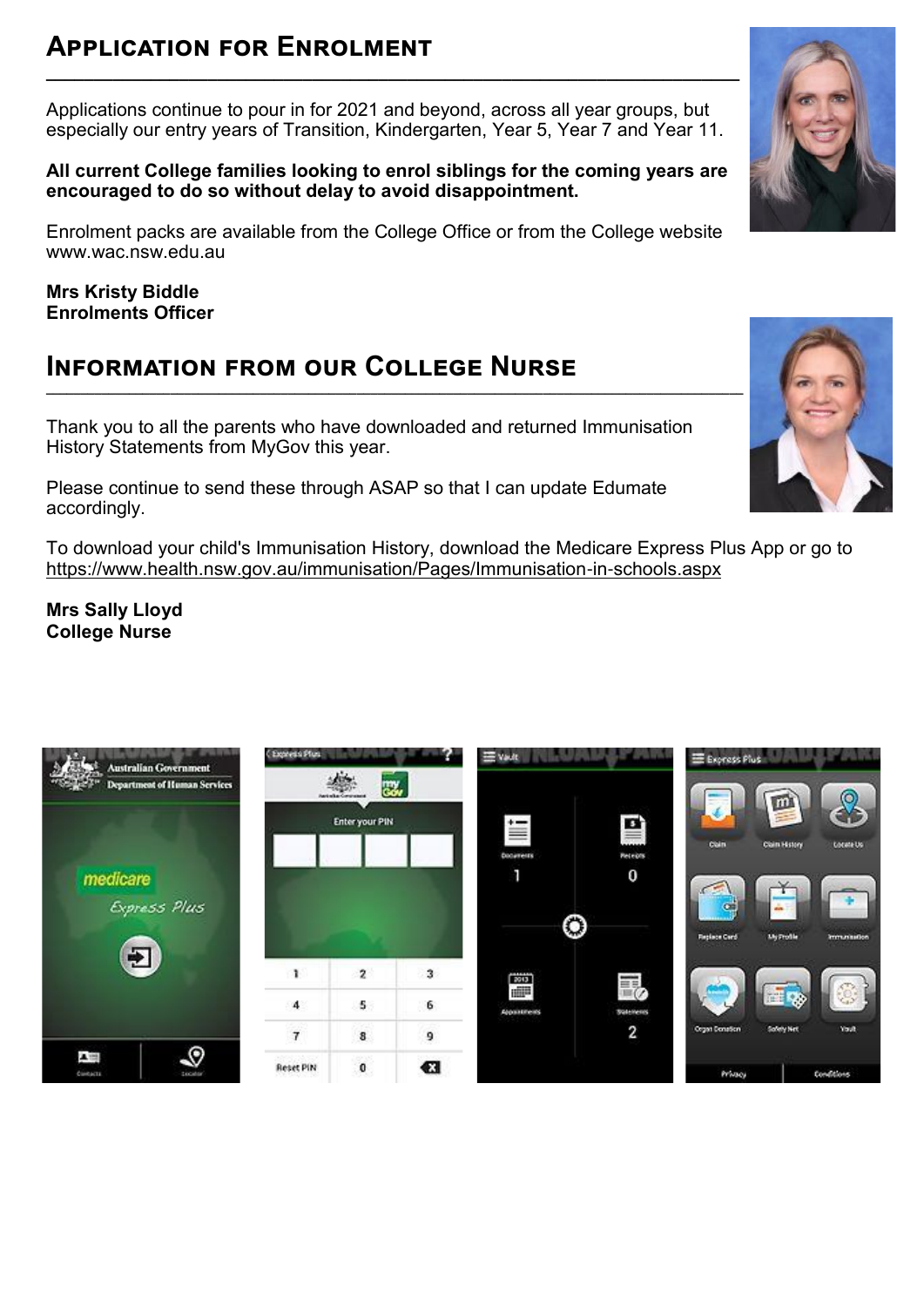## Application for Enrolment

Applications continue to pour in for 2021 and beyond, across all year groups, but especially our entry years of Transition, Kindergarten, Year 5, Year 7 and Year 11.

**All current College families looking to enrol siblings for the coming years are encouraged to do so without delay to avoid disappointment.**

Enrolment packs are available from the College Office or from the College website www.wac.nsw.edu.au

**Mrs Kristy Biddle**
**Enrolments Officer**

## Information from our College Nurse

Thank you to all the parents who have downloaded and returned Immunisation History Statements from MyGov this year.

Please continue to send these through ASAP so that I can update Edumate accordingly.

To download your child's Immunisation History, download the Medicare Express Plus App or go to https://www.health.nsw.gov.au/immunisation/Pages/Immunisation-in-schools.aspx

**Mrs Sally Lloyd**
**College Nurse**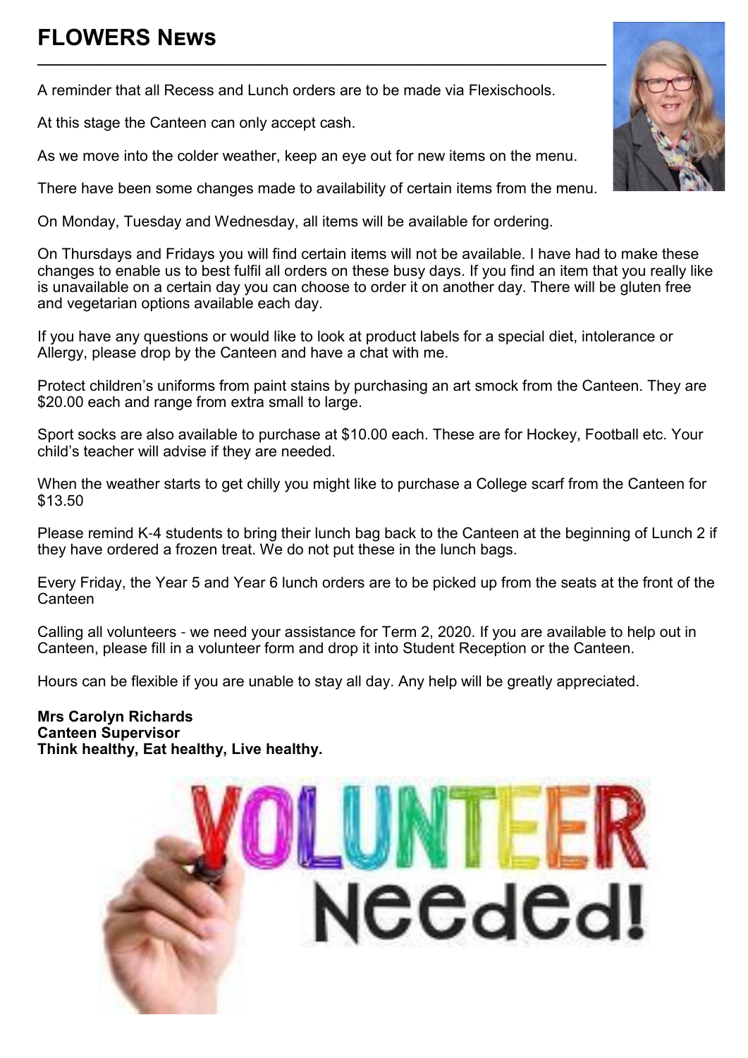# FLOWERS NEWS

A reminder that all Recess and Lunch orders are to be made via Flexischools.

At this stage the Canteen can only accept cash.

As we move into the colder weather, keep an eye out for new items on the menu.

There have been some changes made to availability of certain items from the menu.

On Monday, Tuesday and Wednesday, all items will be available for ordering.

On Thursdays and Fridays you will find certain items will not be available. I have had to make these changes to enable us to best fulfil all orders on these busy days. If you find an item that you really like is unavailable on a certain day you can choose to order it on another day. There will be gluten free and vegetarian options available each day.

If you have any questions or would like to look at product labels for a special diet, intolerance or Allergy, please drop by the Canteen and have a chat with me.

Protect children's uniforms from paint stains by purchasing an art smock from the Canteen. They are $20.00 each and range from extra small to large.

Sport socks are also available to purchase at $10.00 each. These are for Hockey, Football etc. Your child's teacher will advise if they are needed.

When the weather starts to get chilly you might like to purchase a College scarf from the Canteen for $13.50

Please remind K-4 students to bring their lunch bag back to the Canteen at the beginning of Lunch 2 if they have ordered a frozen treat. We do not put these in the lunch bags.

Every Friday, the Year 5 and Year 6 lunch orders are to be picked up from the seats at the front of the Canteen

Calling all volunteers - we need your assistance for Term 2, 2020. If you are available to help out in Canteen, please fill in a volunteer form and drop it into Student Reception or the Canteen.

Hours can be flexible if you are unable to stay all day. Any help will be greatly appreciated.

**Mrs Carolyn Richards**
**Canteen Supervisor**
**Think healthy, Eat healthy, Live healthy.**

VOLUNTEER Needed!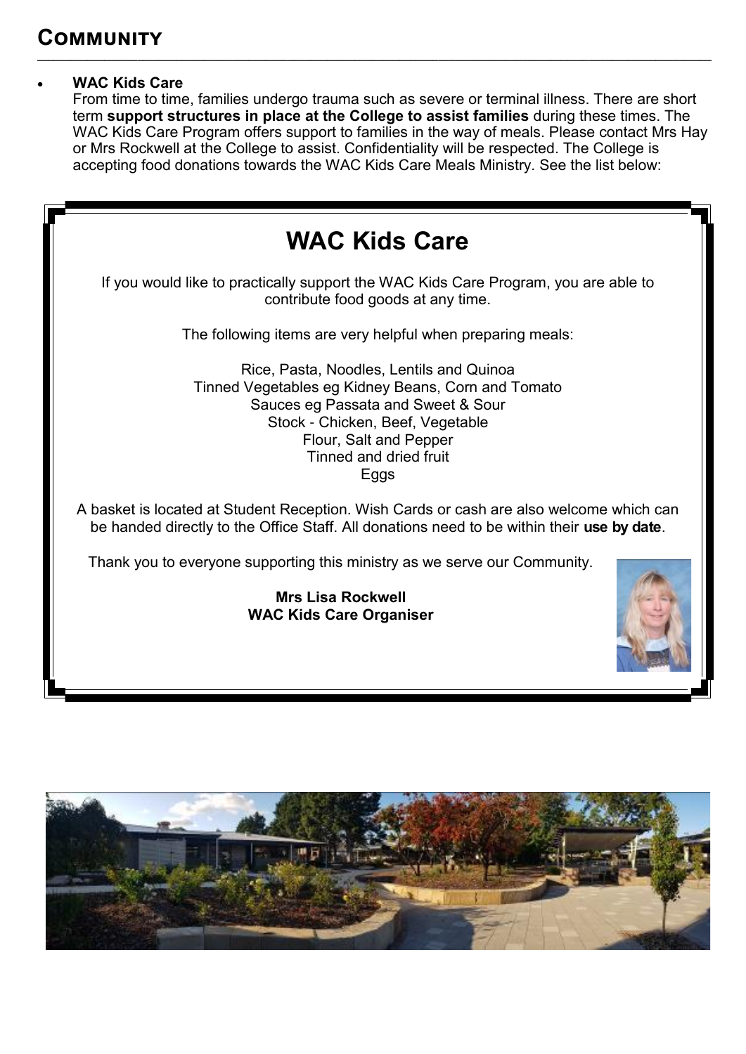## Community

- **WAC Kids Care**
  From time to time, families undergo trauma such as severe or terminal illness. There are short term **support structures in place at the College to assist families** during these times. The WAC Kids Care Program offers support to families in the way of meals. Please contact Mrs Hay or Mrs Rockwell at the College to assist. Confidentiality will be respected. The College is accepting food donations towards the WAC Kids Care Meals Ministry. See the list below:

# WAC Kids Care

If you would like to practically support the WAC Kids Care Program, you are able to contribute food goods at any time.

The following items are very helpful when preparing meals:

Rice, Pasta, Noodles, Lentils and Quinoa
Tinned Vegetables eg Kidney Beans, Corn and Tomato
Sauces eg Passata and Sweet & Sour
Stock - Chicken, Beef, Vegetable
Flour, Salt and Pepper
Tinned and dried fruit
Eggs

A basket is located at Student Reception. Wish Cards or cash are also welcome which can be handed directly to the Office Staff. All donations need to be within their **use by date**.

Thank you to everyone supporting this ministry as we serve our Community.

**Mrs Lisa Rockwell**
**WAC Kids Care Organiser**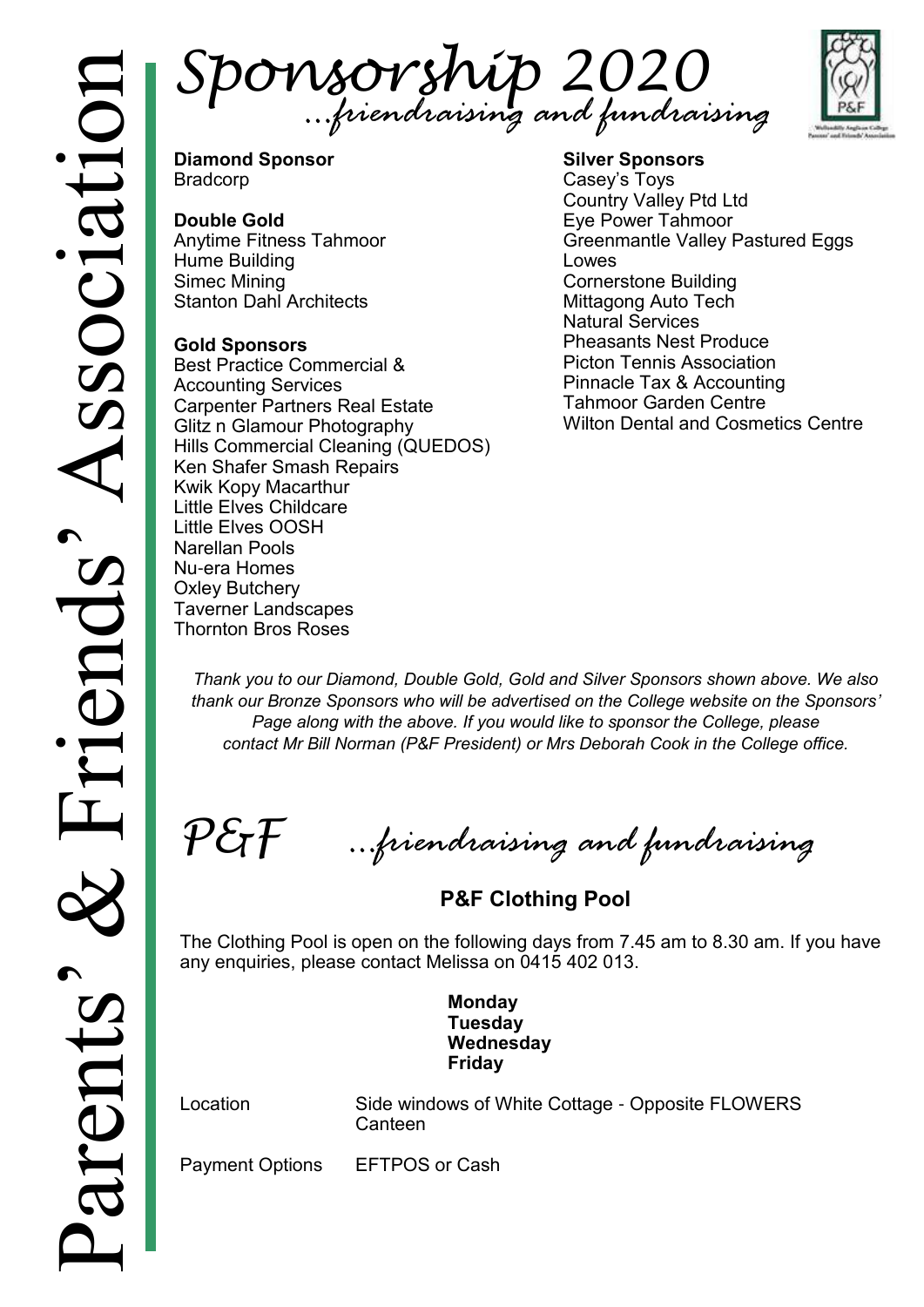Parents' & Friends' Association

# Sponsorship 2020

*…friendraising and fundraising*

**Diamond Sponsor**
Bradcorp

**Double Gold**
Anytime Fitness Tahmoor
Hume Building
Simec Mining
Stanton Dahl Architects

**Gold Sponsors**
Best Practice Commercial & Accounting Services
Carpenter Partners Real Estate
Glitz n Glamour Photography
Hills Commercial Cleaning (QUEDOS)
Ken Shafer Smash Repairs
Kwik Kopy Macarthur
Little Elves Childcare
Little Elves OOSH
Narellan Pools
Nu-era Homes
Oxley Butchery
Taverner Landscapes
Thornton Bros Roses

**Silver Sponsors**
Casey's Toys
Country Valley Pty Ltd
Eye Power Tahmoor
Greenmantle Valley Pastured Eggs
Lowes
Cornerstone Building
Mittagong Auto Tech
Natural Services
Pheasants Nest Produce
Picton Tennis Association
Pinnacle Tax & Accounting
Tahmoor Garden Centre
Wilton Dental and Cosmetics Centre

*Thank you to our Diamond, Double Gold, Gold and Silver Sponsors shown above. We also thank our Bronze Sponsors who will be advertised on the College website on the Sponsors' Page along with the above. If you would like to sponsor the College, please contact Mr Bill Norman (P&F President) or Mrs Deborah Cook in the College office.*

## P&F *…friendraising and fundraising*

### P&F Clothing Pool

The Clothing Pool is open on the following days from 7.45 am to 8.30 am. If you have any enquiries, please contact Melissa on 0415 402 013.

**Monday**
**Tuesday**
**Wednesday**
**Friday**

| | |
|---|---|
| Location | Side windows of White Cottage - Opposite FLOWERS Canteen |
| Payment Options | EFTPOS or Cash |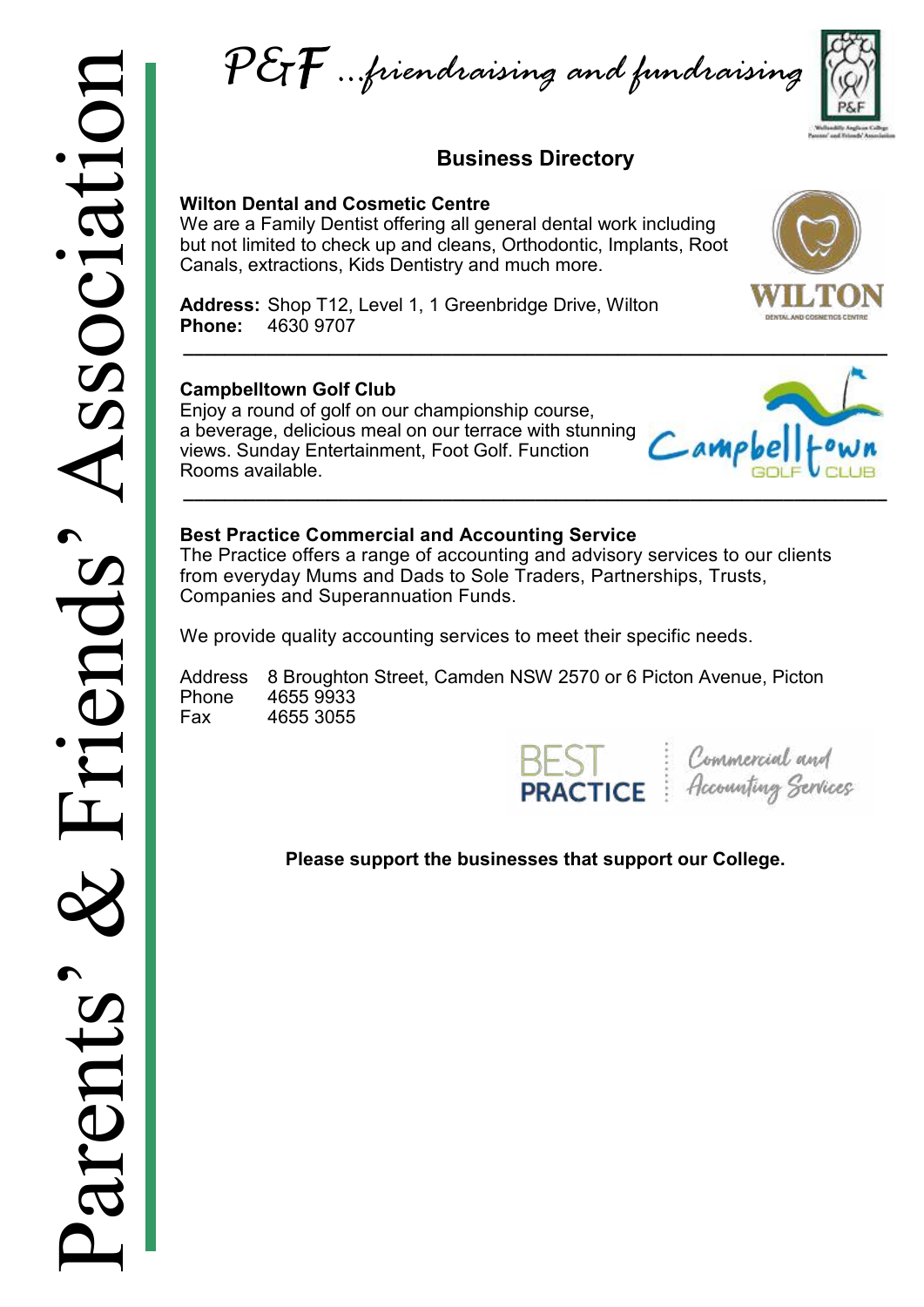*P&F …friendraising and fundraising*

## Business Directory

**Wilton Dental and Cosmetic Centre**
We are a Family Dentist offering all general dental work including but not limited to check up and cleans, Orthodontic, Implants, Root Canals, extractions, Kids Dentistry and much more.

**Address:** Shop T12, Level 1, 1 Greenbridge Drive, Wilton
**Phone:** 4630 9707

---

**Campbelltown Golf Club**
Enjoy a round of golf on our championship course, a beverage, delicious meal on our terrace with stunning views. Sunday Entertainment, Foot Golf. Function Rooms available.

---

**Best Practice Commercial and Accounting Service**
The Practice offers a range of accounting and advisory services to our clients from everyday Mums and Dads to Sole Traders, Partnerships, Trusts, Companies and Superannuation Funds.

We provide quality accounting services to meet their specific needs.

Address 8 Broughton Street, Camden NSW 2570 or 6 Picton Avenue, Picton
Phone 4655 9933
Fax 4655 3055

**Please support the businesses that support our College.**

Parents' & Friends' Association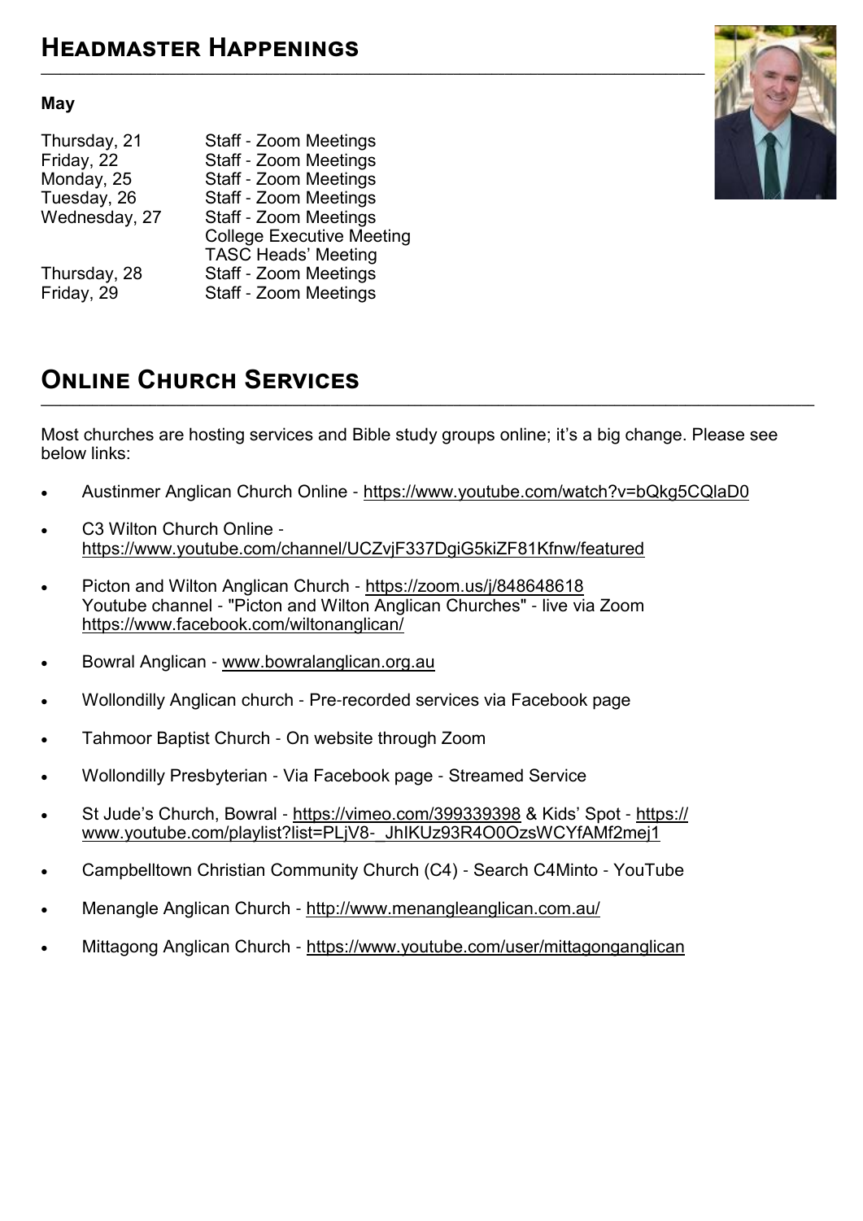## Headmaster Happenings

**May**

| | |
|---|---|
| Thursday, 21 | Staff - Zoom Meetings |
| Friday, 22 | Staff - Zoom Meetings |
| Monday, 25 | Staff - Zoom Meetings |
| Tuesday, 26 | Staff - Zoom Meetings |
| Wednesday, 27 | Staff - Zoom Meetings<br>College Executive Meeting<br>TASC Heads' Meeting |
| Thursday, 28 | Staff - Zoom Meetings |
| Friday, 29 | Staff - Zoom Meetings |

## Online Church Services

Most churches are hosting services and Bible study groups online; it's a big change. Please see below links:

- Austinmer Anglican Church Online - https://www.youtube.com/watch?v=bQkg5CQlaD0
- C3 Wilton Church Online - https://www.youtube.com/channel/UCZvjF337DgiG5kiZF81Kfnw/featured
- Picton and Wilton Anglican Church - https://zoom.us/j/848648618
  Youtube channel - "Picton and Wilton Anglican Churches" - live via Zoom
  https://www.facebook.com/wiltonanglican/
- Bowral Anglican - www.bowralanglican.org.au
- Wollondilly Anglican church - Pre-recorded services via Facebook page
- Tahmoor Baptist Church - On website through Zoom
- Wollondilly Presbyterian - Via Facebook page - Streamed Service
- St Jude's Church, Bowral - https://vimeo.com/399339398 & Kids' Spot - https://www.youtube.com/playlist?list=PLjV8-_JhIKUz93R4O0OzsWCYfAMf2mej1
- Campbelltown Christian Community Church (C4) - Search C4Minto - YouTube
- Menangle Anglican Church - http://www.menangleanglican.com.au/
- Mittagong Anglican Church - https://www.youtube.com/user/mittagonganglican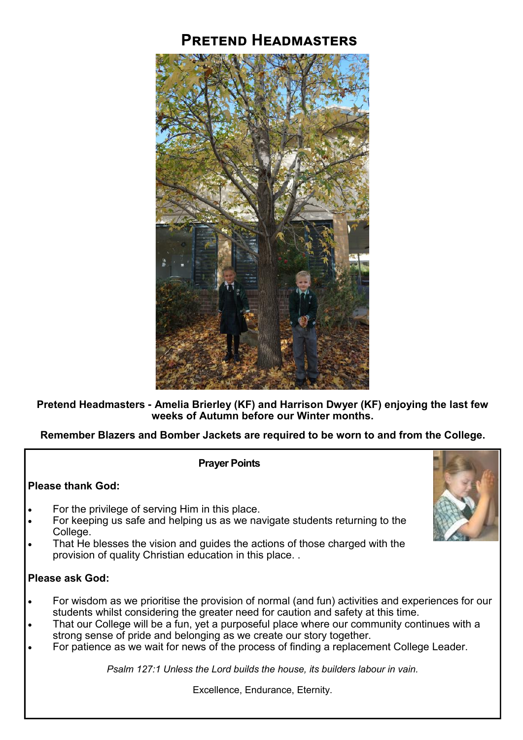# Pretend Headmasters

**Pretend Headmasters - Amelia Brierley (KF) and Harrison Dwyer (KF) enjoying the last few weeks of Autumn before our Winter months.**

**Remember Blazers and Bomber Jackets are required to be worn to and from the College.**

**Prayer Points**

**Please thank God:**

- For the privilege of serving Him in this place.
- For keeping us safe and helping us as we navigate students returning to the College.
- That He blesses the vision and guides the actions of those charged with the provision of quality Christian education in this place. .

**Please ask God:**

- For wisdom as we prioritise the provision of normal (and fun) activities and experiences for our students whilst considering the greater need for caution and safety at this time.
- That our College will be a fun, yet a purposeful place where our community continues with a strong sense of pride and belonging as we create our story together.
- For patience as we wait for news of the process of finding a replacement College Leader.

*Psalm 127:1 Unless the Lord builds the house, its builders labour in vain.*

Excellence, Endurance, Eternity.